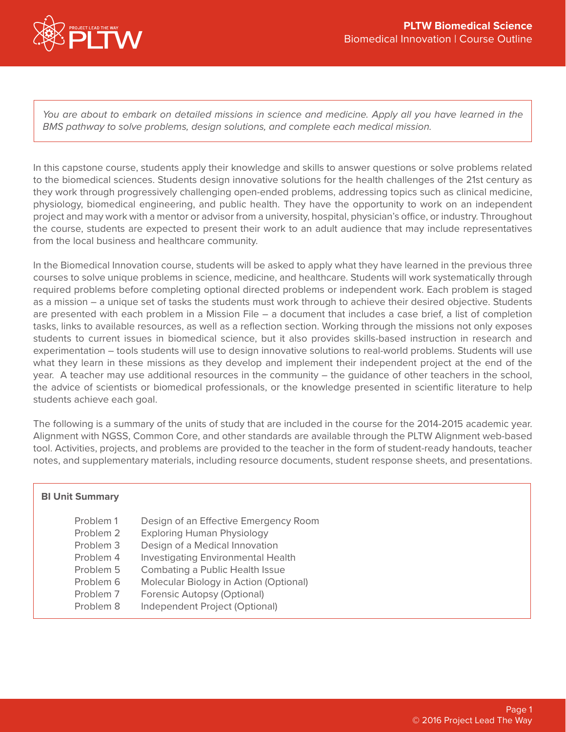# PLTW Biomedical Science

## Biomedical Innovation | Course Outline

*You are about to embark on detailed missions in science and medicine. Apply all you have learned in the BMS pathway to solve problems, design solutions, and complete each medical mission.*

In this capstone course, students apply their knowledge and skills to answer questions or solve problems related to the biomedical sciences. Students design innovative solutions for the health challenges of the 21st century as they work through progressively challenging open-ended problems, addressing topics such as clinical medicine, physiology, biomedical engineering, and public health. They have the opportunity to work on an independent project and may work with a mentor or advisor from a university, hospital, physician's office, or industry. Throughout the course, students are expected to present their work to an adult audience that may include representatives from the local business and healthcare community.

In the Biomedical Innovation course, students will be asked to apply what they have learned in the previous three courses to solve unique problems in science, medicine, and healthcare. Students will work systematically through required problems before completing optional directed problems or independent work. Each problem is staged as a mission – a unique set of tasks the students must work through to achieve their desired objective. Students are presented with each problem in a Mission File – a document that includes a case brief, a list of completion tasks, links to available resources, as well as a reflection section. Working through the missions not only exposes students to current issues in biomedical science, but it also provides skills-based instruction in research and experimentation – tools students will use to design innovative solutions to real-world problems. Students will use what they learn in these missions as they develop and implement their independent project at the end of the year. A teacher may use additional resources in the community – the guidance of other teachers in the school, the advice of scientists or biomedical professionals, or the knowledge presented in scientific literature to help students achieve each goal.

The following is a summary of the units of study that are included in the course for the 2014-2015 academic year. Alignment with NGSS, Common Core, and other standards are available through the PLTW Alignment web-based tool. Activities, projects, and problems are provided to the teacher in the form of student-ready handouts, teacher notes, and supplementary materials, including resource documents, student response sheets, and presentations.

**BI Unit Summary**

| | |
|---|---|
| Problem 1 | Design of an Effective Emergency Room |
| Problem 2 | Exploring Human Physiology |
| Problem 3 | Design of a Medical Innovation |
| Problem 4 | Investigating Environmental Health |
| Problem 5 | Combating a Public Health Issue |
| Problem 6 | Molecular Biology in Action (Optional) |
| Problem 7 | Forensic Autopsy (Optional) |
| Problem 8 | Independent Project (Optional) |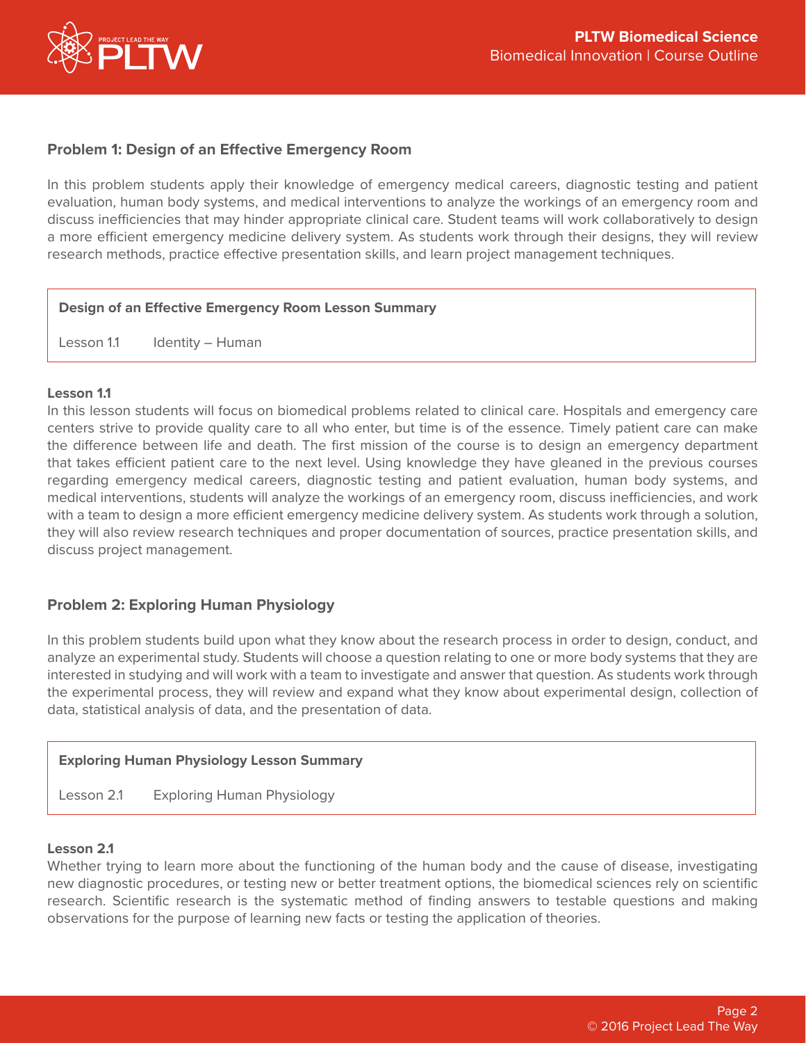## Problem 1: Design of an Effective Emergency Room

In this problem students apply their knowledge of emergency medical careers, diagnostic testing and patient evaluation, human body systems, and medical interventions to analyze the workings of an emergency room and discuss inefficiencies that may hinder appropriate clinical care. Student teams will work collaboratively to design a more efficient emergency medicine delivery system. As students work through their designs, they will review research methods, practice effective presentation skills, and learn project management techniques.

| Design of an Effective Emergency Room Lesson Summary | |
|---|---|
| Lesson 1.1 | Identity – Human |

### Lesson 1.1

In this lesson students will focus on biomedical problems related to clinical care. Hospitals and emergency care centers strive to provide quality care to all who enter, but time is of the essence. Timely patient care can make the difference between life and death. The first mission of the course is to design an emergency department that takes efficient patient care to the next level. Using knowledge they have gleaned in the previous courses regarding emergency medical careers, diagnostic testing and patient evaluation, human body systems, and medical interventions, students will analyze the workings of an emergency room, discuss inefficiencies, and work with a team to design a more efficient emergency medicine delivery system. As students work through a solution, they will also review research techniques and proper documentation of sources, practice presentation skills, and discuss project management.

## Problem 2: Exploring Human Physiology

In this problem students build upon what they know about the research process in order to design, conduct, and analyze an experimental study. Students will choose a question relating to one or more body systems that they are interested in studying and will work with a team to investigate and answer that question. As students work through the experimental process, they will review and expand what they know about experimental design, collection of data, statistical analysis of data, and the presentation of data.

| Exploring Human Physiology Lesson Summary | |
|---|---|
| Lesson 2.1 | Exploring Human Physiology |

### Lesson 2.1

Whether trying to learn more about the functioning of the human body and the cause of disease, investigating new diagnostic procedures, or testing new or better treatment options, the biomedical sciences rely on scientific research. Scientific research is the systematic method of finding answers to testable questions and making observations for the purpose of learning new facts or testing the application of theories.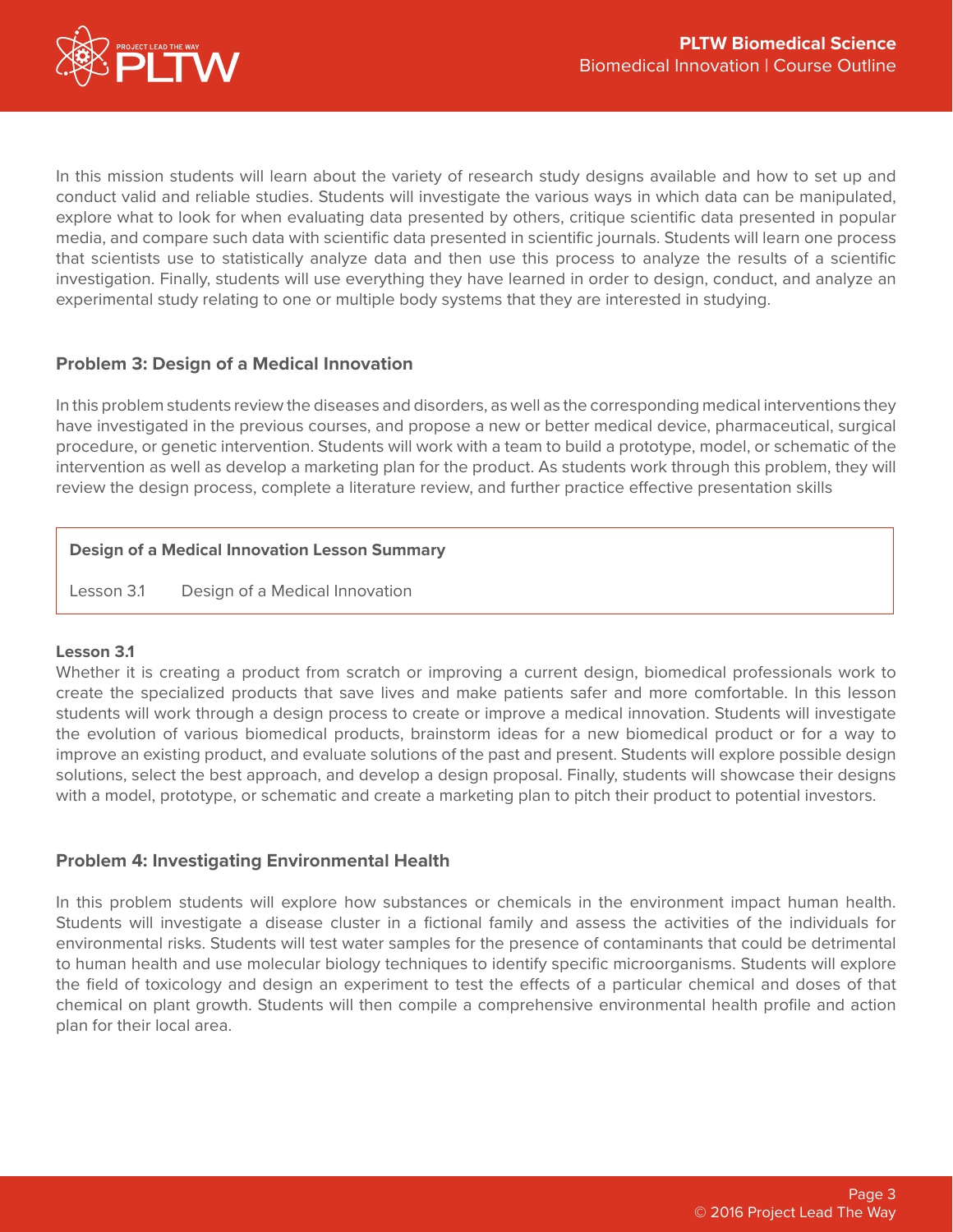In this mission students will learn about the variety of research study designs available and how to set up and conduct valid and reliable studies. Students will investigate the various ways in which data can be manipulated, explore what to look for when evaluating data presented by others, critique scientific data presented in popular media, and compare such data with scientific data presented in scientific journals. Students will learn one process that scientists use to statistically analyze data and then use this process to analyze the results of a scientific investigation. Finally, students will use everything they have learned in order to design, conduct, and analyze an experimental study relating to one or multiple body systems that they are interested in studying.

### Problem 3: Design of a Medical Innovation

In this problem students review the diseases and disorders, as well as the corresponding medical interventions they have investigated in the previous courses, and propose a new or better medical device, pharmaceutical, surgical procedure, or genetic intervention. Students will work with a team to build a prototype, model, or schematic of the intervention as well as develop a marketing plan for the product. As students work through this problem, they will review the design process, complete a literature review, and further practice effective presentation skills

| Design of a Medical Innovation Lesson Summary | |
|---|---|
| Lesson 3.1 | Design of a Medical Innovation |

**Lesson 3.1**

Whether it is creating a product from scratch or improving a current design, biomedical professionals work to create the specialized products that save lives and make patients safer and more comfortable. In this lesson students will work through a design process to create or improve a medical innovation. Students will investigate the evolution of various biomedical products, brainstorm ideas for a new biomedical product or for a way to improve an existing product, and evaluate solutions of the past and present. Students will explore possible design solutions, select the best approach, and develop a design proposal. Finally, students will showcase their designs with a model, prototype, or schematic and create a marketing plan to pitch their product to potential investors.

### Problem 4: Investigating Environmental Health

In this problem students will explore how substances or chemicals in the environment impact human health. Students will investigate a disease cluster in a fictional family and assess the activities of the individuals for environmental risks. Students will test water samples for the presence of contaminants that could be detrimental to human health and use molecular biology techniques to identify specific microorganisms. Students will explore the field of toxicology and design an experiment to test the effects of a particular chemical and doses of that chemical on plant growth. Students will then compile a comprehensive environmental health profile and action plan for their local area.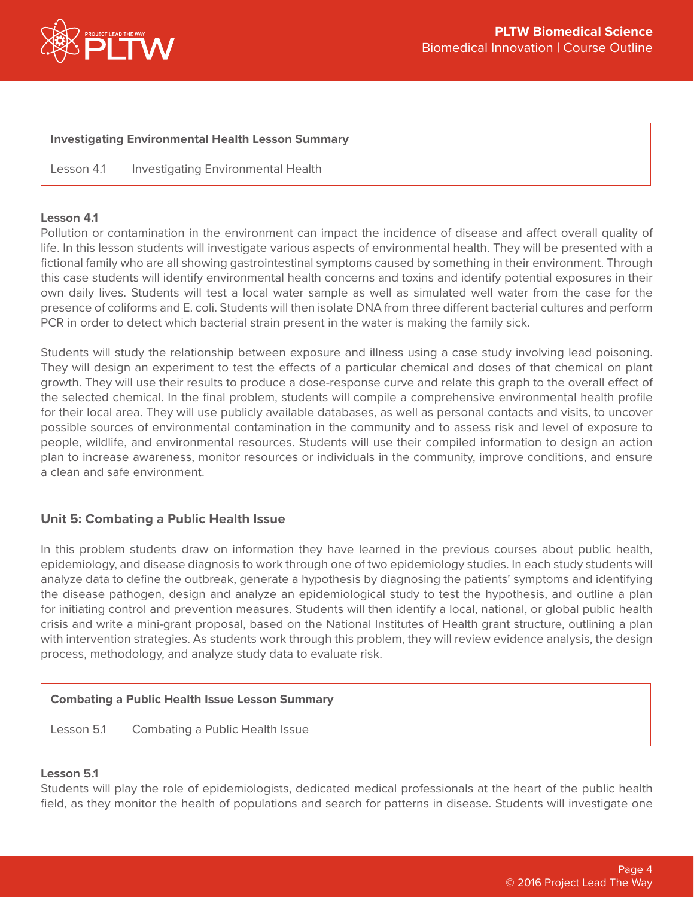**Investigating Environmental Health Lesson Summary**

Lesson 4.1 Investigating Environmental Health

**Lesson 4.1**

Pollution or contamination in the environment can impact the incidence of disease and affect overall quality of life. In this lesson students will investigate various aspects of environmental health. They will be presented with a fictional family who are all showing gastrointestinal symptoms caused by something in their environment. Through this case students will identify environmental health concerns and toxins and identify potential exposures in their own daily lives. Students will test a local water sample as well as simulated well water from the case for the presence of coliforms and E. coli. Students will then isolate DNA from three different bacterial cultures and perform PCR in order to detect which bacterial strain present in the water is making the family sick.

Students will study the relationship between exposure and illness using a case study involving lead poisoning. They will design an experiment to test the effects of a particular chemical and doses of that chemical on plant growth. They will use their results to produce a dose-response curve and relate this graph to the overall effect of the selected chemical. In the final problem, students will compile a comprehensive environmental health profile for their local area. They will use publicly available databases, as well as personal contacts and visits, to uncover possible sources of environmental contamination in the community and to assess risk and level of exposure to people, wildlife, and environmental resources. Students will use their compiled information to design an action plan to increase awareness, monitor resources or individuals in the community, improve conditions, and ensure a clean and safe environment.

## Unit 5: Combating a Public Health Issue

In this problem students draw on information they have learned in the previous courses about public health, epidemiology, and disease diagnosis to work through one of two epidemiology studies. In each study students will analyze data to define the outbreak, generate a hypothesis by diagnosing the patients' symptoms and identifying the disease pathogen, design and analyze an epidemiological study to test the hypothesis, and outline a plan for initiating control and prevention measures. Students will then identify a local, national, or global public health crisis and write a mini-grant proposal, based on the National Institutes of Health grant structure, outlining a plan with intervention strategies. As students work through this problem, they will review evidence analysis, the design process, methodology, and analyze study data to evaluate risk.

**Combating a Public Health Issue Lesson Summary**

Lesson 5.1 Combating a Public Health Issue

**Lesson 5.1**

Students will play the role of epidemiologists, dedicated medical professionals at the heart of the public health field, as they monitor the health of populations and search for patterns in disease. Students will investigate one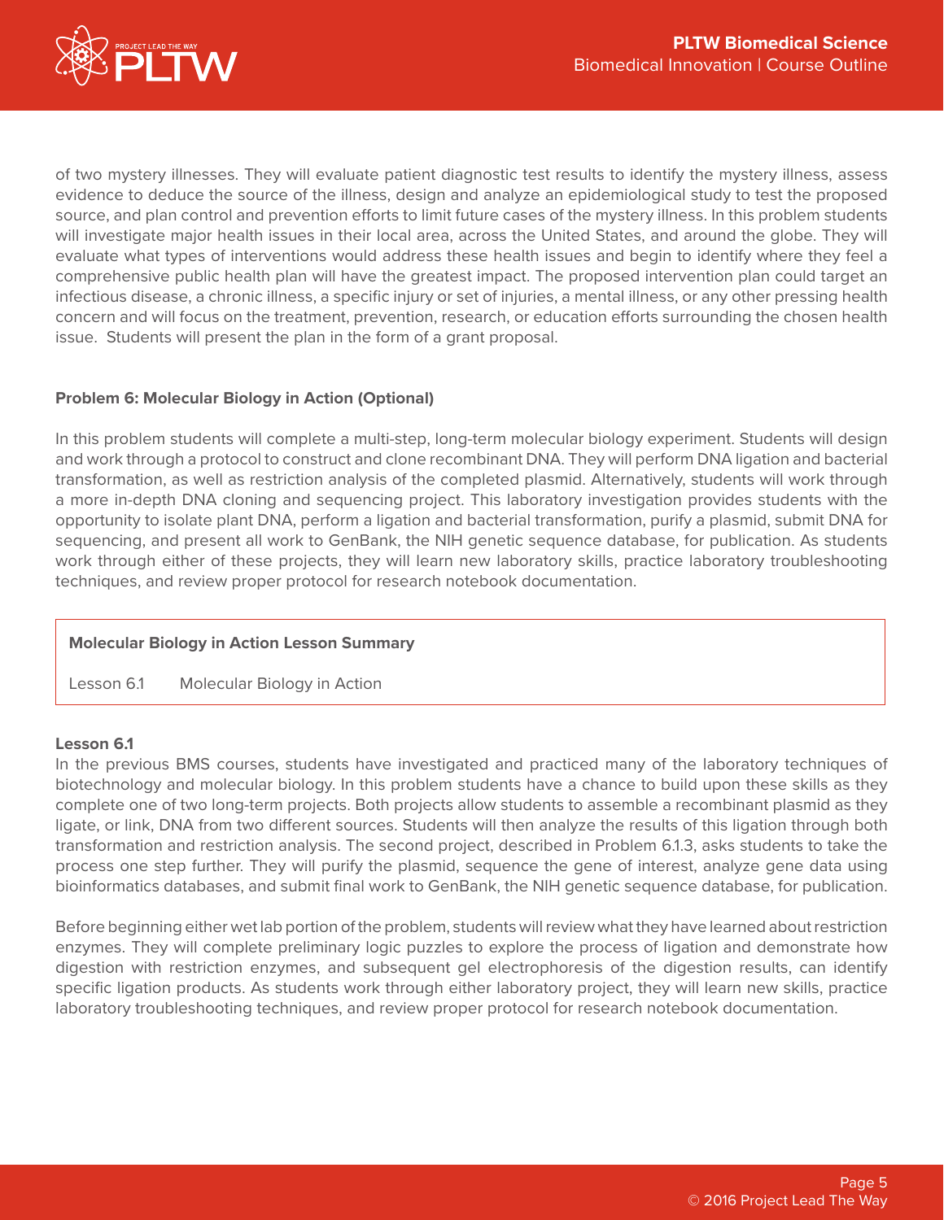of two mystery illnesses. They will evaluate patient diagnostic test results to identify the mystery illness, assess evidence to deduce the source of the illness, design and analyze an epidemiological study to test the proposed source, and plan control and prevention efforts to limit future cases of the mystery illness. In this problem students will investigate major health issues in their local area, across the United States, and around the globe. They will evaluate what types of interventions would address these health issues and begin to identify where they feel a comprehensive public health plan will have the greatest impact. The proposed intervention plan could target an infectious disease, a chronic illness, a specific injury or set of injuries, a mental illness, or any other pressing health concern and will focus on the treatment, prevention, research, or education efforts surrounding the chosen health issue. Students will present the plan in the form of a grant proposal.

### Problem 6: Molecular Biology in Action (Optional)

In this problem students will complete a multi-step, long-term molecular biology experiment. Students will design and work through a protocol to construct and clone recombinant DNA. They will perform DNA ligation and bacterial transformation, as well as restriction analysis of the completed plasmid. Alternatively, students will work through a more in-depth DNA cloning and sequencing project. This laboratory investigation provides students with the opportunity to isolate plant DNA, perform a ligation and bacterial transformation, purify a plasmid, submit DNA for sequencing, and present all work to GenBank, the NIH genetic sequence database, for publication. As students work through either of these projects, they will learn new laboratory skills, practice laboratory troubleshooting techniques, and review proper protocol for research notebook documentation.

**Molecular Biology in Action Lesson Summary**

| Lesson | Title |
| --- | --- |
| Lesson 6.1 | Molecular Biology in Action |

**Lesson 6.1**

In the previous BMS courses, students have investigated and practiced many of the laboratory techniques of biotechnology and molecular biology. In this problem students have a chance to build upon these skills as they complete one of two long-term projects. Both projects allow students to assemble a recombinant plasmid as they ligate, or link, DNA from two different sources. Students will then analyze the results of this ligation through both transformation and restriction analysis. The second project, described in Problem 6.1.3, asks students to take the process one step further. They will purify the plasmid, sequence the gene of interest, analyze gene data using bioinformatics databases, and submit final work to GenBank, the NIH genetic sequence database, for publication.

Before beginning either wet lab portion of the problem, students will review what they have learned about restriction enzymes. They will complete preliminary logic puzzles to explore the process of ligation and demonstrate how digestion with restriction enzymes, and subsequent gel electrophoresis of the digestion results, can identify specific ligation products. As students work through either laboratory project, they will learn new skills, practice laboratory troubleshooting techniques, and review proper protocol for research notebook documentation.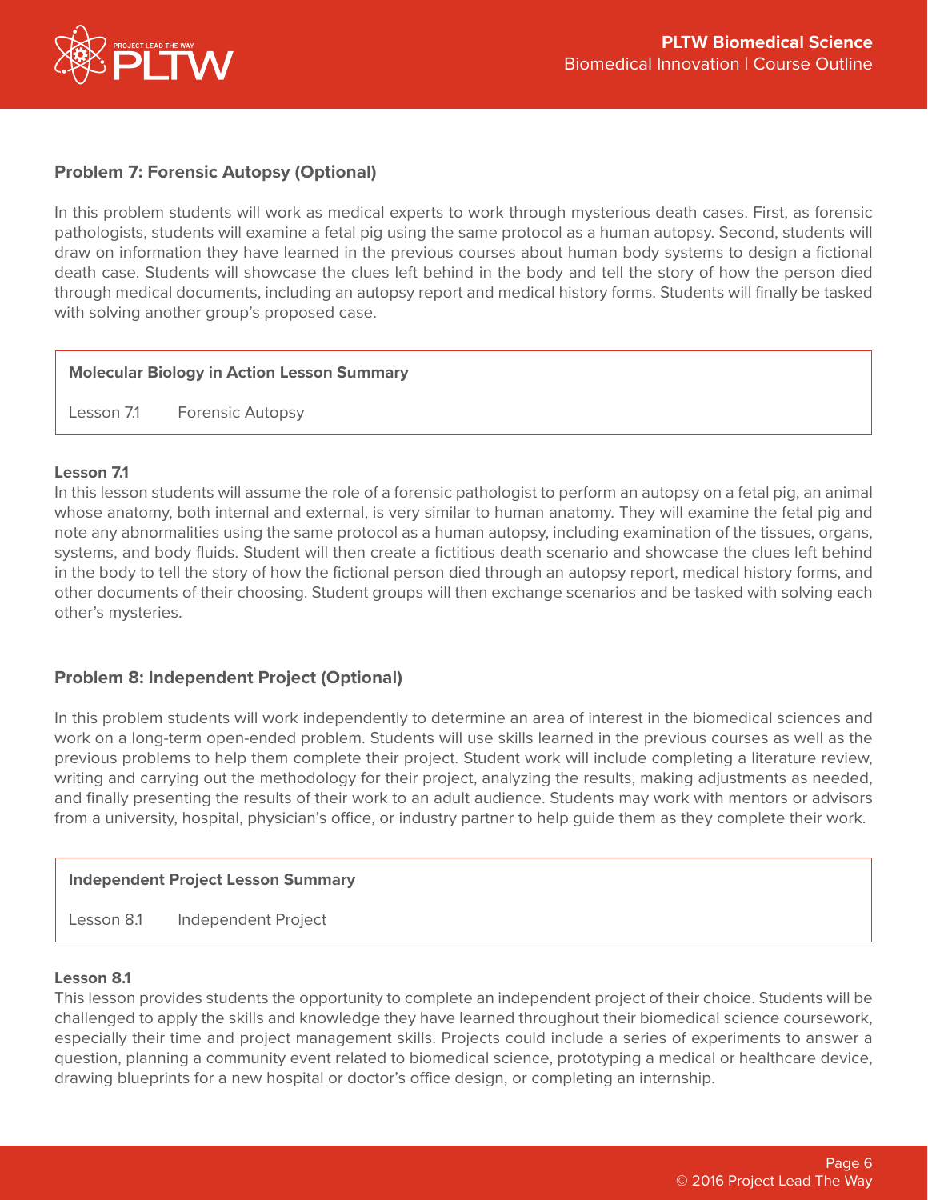## Problem 7: Forensic Autopsy (Optional)

In this problem students will work as medical experts to work through mysterious death cases. First, as forensic pathologists, students will examine a fetal pig using the same protocol as a human autopsy. Second, students will draw on information they have learned in the previous courses about human body systems to design a fictional death case. Students will showcase the clues left behind in the body and tell the story of how the person died through medical documents, including an autopsy report and medical history forms. Students will finally be tasked with solving another group's proposed case.

| **Molecular Biology in Action Lesson Summary** | |
| --- | --- |
| Lesson 7.1 | Forensic Autopsy |

**Lesson 7.1**

In this lesson students will assume the role of a forensic pathologist to perform an autopsy on a fetal pig, an animal whose anatomy, both internal and external, is very similar to human anatomy. They will examine the fetal pig and note any abnormalities using the same protocol as a human autopsy, including examination of the tissues, organs, systems, and body fluids. Student will then create a fictitious death scenario and showcase the clues left behind in the body to tell the story of how the fictional person died through an autopsy report, medical history forms, and other documents of their choosing. Student groups will then exchange scenarios and be tasked with solving each other's mysteries.

## Problem 8: Independent Project (Optional)

In this problem students will work independently to determine an area of interest in the biomedical sciences and work on a long-term open-ended problem. Students will use skills learned in the previous courses as well as the previous problems to help them complete their project. Student work will include completing a literature review, writing and carrying out the methodology for their project, analyzing the results, making adjustments as needed, and finally presenting the results of their work to an adult audience. Students may work with mentors or advisors from a university, hospital, physician's office, or industry partner to help guide them as they complete their work.

| **Independent Project Lesson Summary** | |
| --- | --- |
| Lesson 8.1 | Independent Project |

**Lesson 8.1**

This lesson provides students the opportunity to complete an independent project of their choice. Students will be challenged to apply the skills and knowledge they have learned throughout their biomedical science coursework, especially their time and project management skills. Projects could include a series of experiments to answer a question, planning a community event related to biomedical science, prototyping a medical or healthcare device, drawing blueprints for a new hospital or doctor's office design, or completing an internship.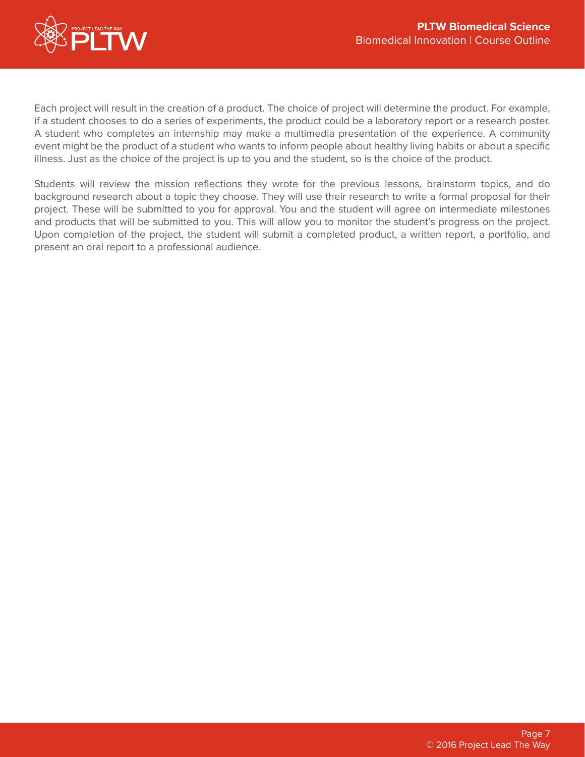Each project will result in the creation of a product. The choice of project will determine the product. For example, if a student chooses to do a series of experiments, the product could be a laboratory report or a research poster. A student who completes an internship may make a multimedia presentation of the experience. A community event might be the product of a student who wants to inform people about healthy living habits or about a specific illness. Just as the choice of the project is up to you and the student, so is the choice of the product.

Students will review the mission reflections they wrote for the previous lessons, brainstorm topics, and do background research about a topic they choose. They will use their research to write a formal proposal for their project. These will be submitted to you for approval. You and the student will agree on intermediate milestones and products that will be submitted to you. This will allow you to monitor the student's progress on the project. Upon completion of the project, the student will submit a completed product, a written report, a portfolio, and present an oral report to a professional audience.